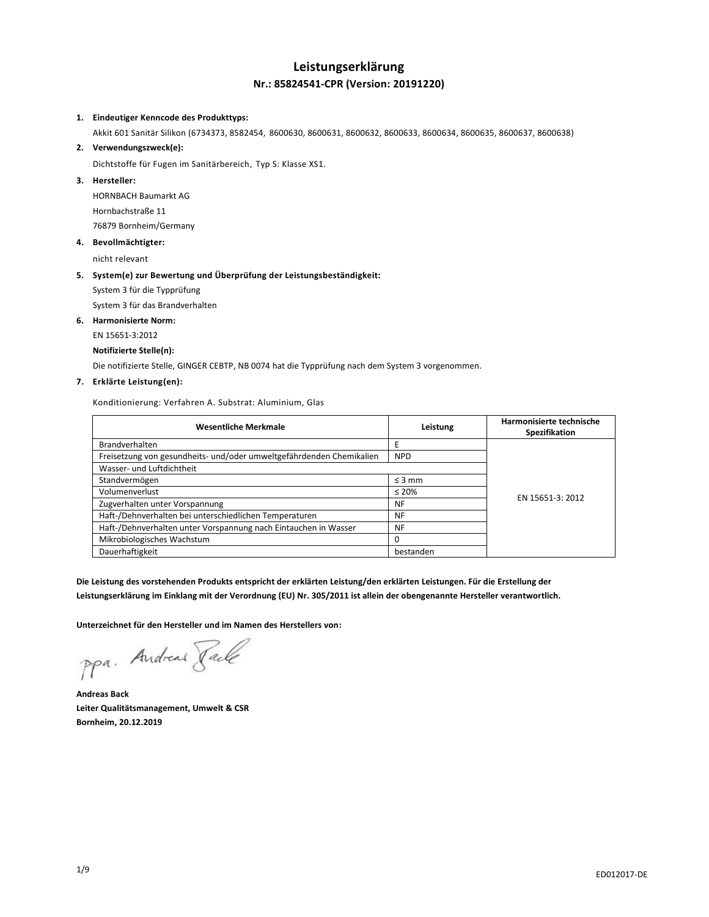# Leistungserklärung

## Nr.: 85824541-CPR (Version: 20191220)

1. **Eindeutiger Kenncode des Produkttyps:**

   Akkit 601 Sanitär Silikon (6734373, 8582454, 8600630, 8600631, 8600632, 8600633, 8600634, 8600635, 8600637, 8600638)

2. **Verwendungszweck(e):**

   Dichtstoffe für Fugen im Sanitärbereich, Typ S: Klasse XS1.

3. **Hersteller:**

   HORNBACH Baumarkt AG
   Hornbachstraße 11
   76879 Bornheim/Germany

4. **Bevollmächtigter:**

   nicht relevant

5. **System(e) zur Bewertung und Überprüfung der Leistungsbeständigkeit:**

   System 3 für die Typprüfung
   System 3 für das Brandverhalten

6. **Harmonisierte Norm:**

   EN 15651-3:2012

   **Notifizierte Stelle(n):**

   Die notifizierte Stelle, GINGER CEBTP, NB 0074 hat die Typprüfung nach dem System 3 vorgenommen.

7. **Erklärte Leistung(en):**

   Konditionierung: Verfahren A. Substrat: Aluminium, Glas

| Wesentliche Merkmale | Leistung | Harmonisierte technische Spezifikation |
|---|---|---|
| Brandverhalten | E | EN 15651-3: 2012 |
| Freisetzung von gesundheits- und/oder umweltgefährdenden Chemikalien | NPD | |
| Wasser- und Luftdichtheit | | |
| Standvermögen | ≤ 3 mm | |
| Volumenverlust | ≤ 20% | |
| Zugverhalten unter Vorspannung | NF | |
| Haft-/Dehnverhalten bei unterschiedlichen Temperaturen | NF | |
| Haft-/Dehnverhalten unter Vorspannung nach Eintauchen in Wasser | NF | |
| Mikrobiologisches Wachstum | 0 | |
| Dauerhaftigkeit | bestanden | |

**Die Leistung des vorstehenden Produkts entspricht der erklärten Leistung/den erklärten Leistungen. Für die Erstellung der Leistungserklärung im Einklang mit der Verordnung (EU) Nr. 305/2011 ist allein der obengenannte Hersteller verantwortlich.**

**Unterzeichnet für den Hersteller und im Namen des Herstellers von:**

ppa. Andreas Back

**Andreas Back**
**Leiter Qualitätsmanagement, Umwelt & CSR**
**Bornheim, 20.12.2019**

ED012017-DE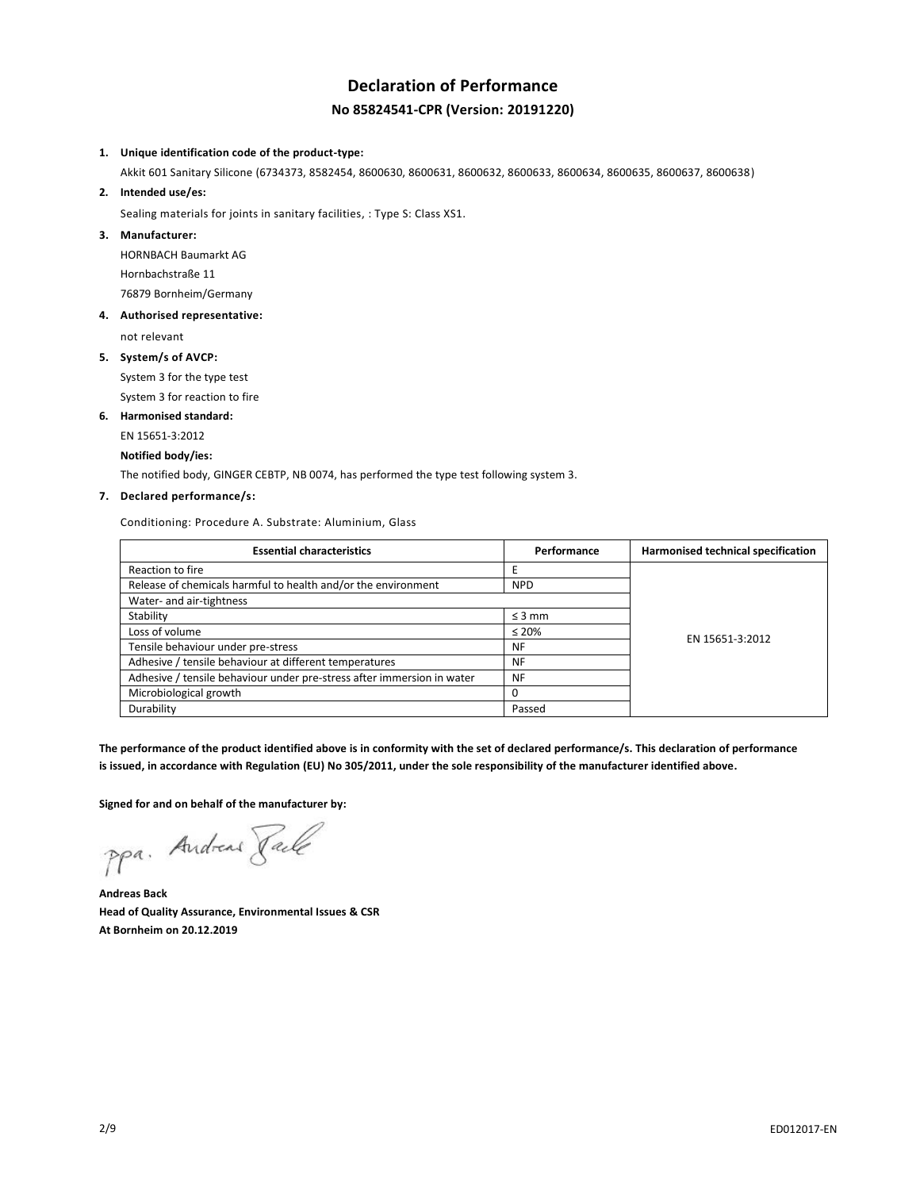# Declaration of Performance

## No 85824541-CPR (Version: 20191220)

1. **Unique identification code of the product-type:**

   Akkit 601 Sanitary Silicone (6734373, 8582454, 8600630, 8600631, 8600632, 8600633, 8600634, 8600635, 8600637, 8600638)

2. **Intended use/es:**

   Sealing materials for joints in sanitary facilities, : Type S: Class XS1.

3. **Manufacturer:**

   HORNBACH Baumarkt AG

   Hornbachstraße 11

   76879 Bornheim/Germany

4. **Authorised representative:**

   not relevant

5. **System/s of AVCP:**

   System 3 for the type test

   System 3 for reaction to fire

6. **Harmonised standard:**

   EN 15651-3:2012

   **Notified body/ies:**

   The notified body, GINGER CEBTP, NB 0074, has performed the type test following system 3.

7. **Declared performance/s:**

   Conditioning: Procedure A. Substrate: Aluminium, Glass

| Essential characteristics | Performance | Harmonised technical specification |
|---|---|---|
| Reaction to fire | E | EN 15651-3:2012 |
| Release of chemicals harmful to health and/or the environment | NPD | |
| Water- and air-tightness | | |
| Stability | ≤ 3 mm | |
| Loss of volume | ≤ 20% | |
| Tensile behaviour under pre-stress | NF | |
| Adhesive / tensile behaviour at different temperatures | NF | |
| Adhesive / tensile behaviour under pre-stress after immersion in water | NF | |
| Microbiological growth | 0 | |
| Durability | Passed | |

**The performance of the product identified above is in conformity with the set of declared performance/s. This declaration of performance is issued, in accordance with Regulation (EU) No 305/2011, under the sole responsibility of the manufacturer identified above.**

**Signed for and on behalf of the manufacturer by:**

ppa. Andreas Back

**Andreas Back**
**Head of Quality Assurance, Environmental Issues & CSR**
**At Bornheim on 20.12.2019**

ED012017-EN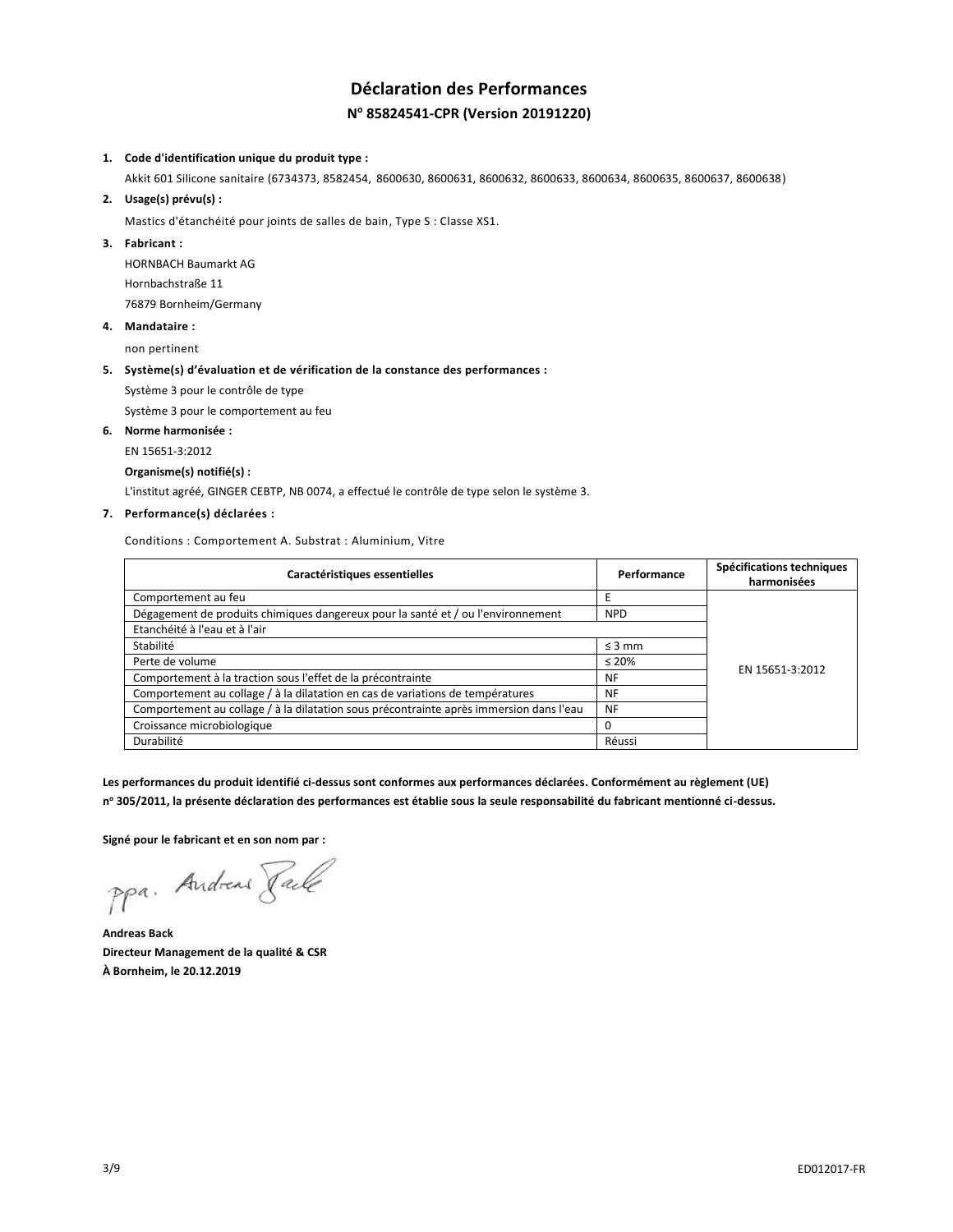# Déclaration des Performances

## N° 85824541-CPR (Version 20191220)

1. **Code d'identification unique du produit type :**

   Akkit 601 Silicone sanitaire (6734373, 8582454, 8600630, 8600631, 8600632, 8600633, 8600634, 8600635, 8600637, 8600638)

2. **Usage(s) prévu(s) :**

   Mastics d'étanchéité pour joints de salles de bain, Type S : Classe XS1.

3. **Fabricant :**

   HORNBACH Baumarkt AG

   Hornbachstraße 11

   76879 Bornheim/Germany

4. **Mandataire :**

   non pertinent

5. **Système(s) d'évaluation et de vérification de la constance des performances :**

   Système 3 pour le contrôle de type

   Système 3 pour le comportement au feu

6. **Norme harmonisée :**

   EN 15651-3:2012

   **Organisme(s) notifié(s) :**

   L'institut agréé, GINGER CEBTP, NB 0074, a effectué le contrôle de type selon le système 3.

7. **Performance(s) déclarées :**

   Conditions : Comportement A. Substrat : Aluminium, Vitre

| Caractéristiques essentielles | Performance | Spécifications techniques harmonisées |
|---|---|---|
| Comportement au feu | E | EN 15651-3:2012 |
| Dégagement de produits chimiques dangereux pour la santé et / ou l'environnement | NPD | |
| Etanchéité à l'eau et à l'air | | |
| Stabilité | ≤ 3 mm | |
| Perte de volume | ≤ 20% | |
| Comportement à la traction sous l'effet de la précontrainte | NF | |
| Comportement au collage / à la dilatation en cas de variations de températures | NF | |
| Comportement au collage / à la dilatation sous précontrainte après immersion dans l'eau | NF | |
| Croissance microbiologique | 0 | |
| Durabilité | Réussi | |

**Les performances du produit identifié ci-dessus sont conformes aux performances déclarées. Conformément au règlement (UE) n° 305/2011, la présente déclaration des performances est établie sous la seule responsabilité du fabricant mentionné ci-dessus.**

**Signé pour le fabricant et en son nom par :**

ppa. Andreas Back

**Andreas Back**

**Directeur Management de la qualité & CSR**

**À Bornheim, le 20.12.2019**

ED012017-FR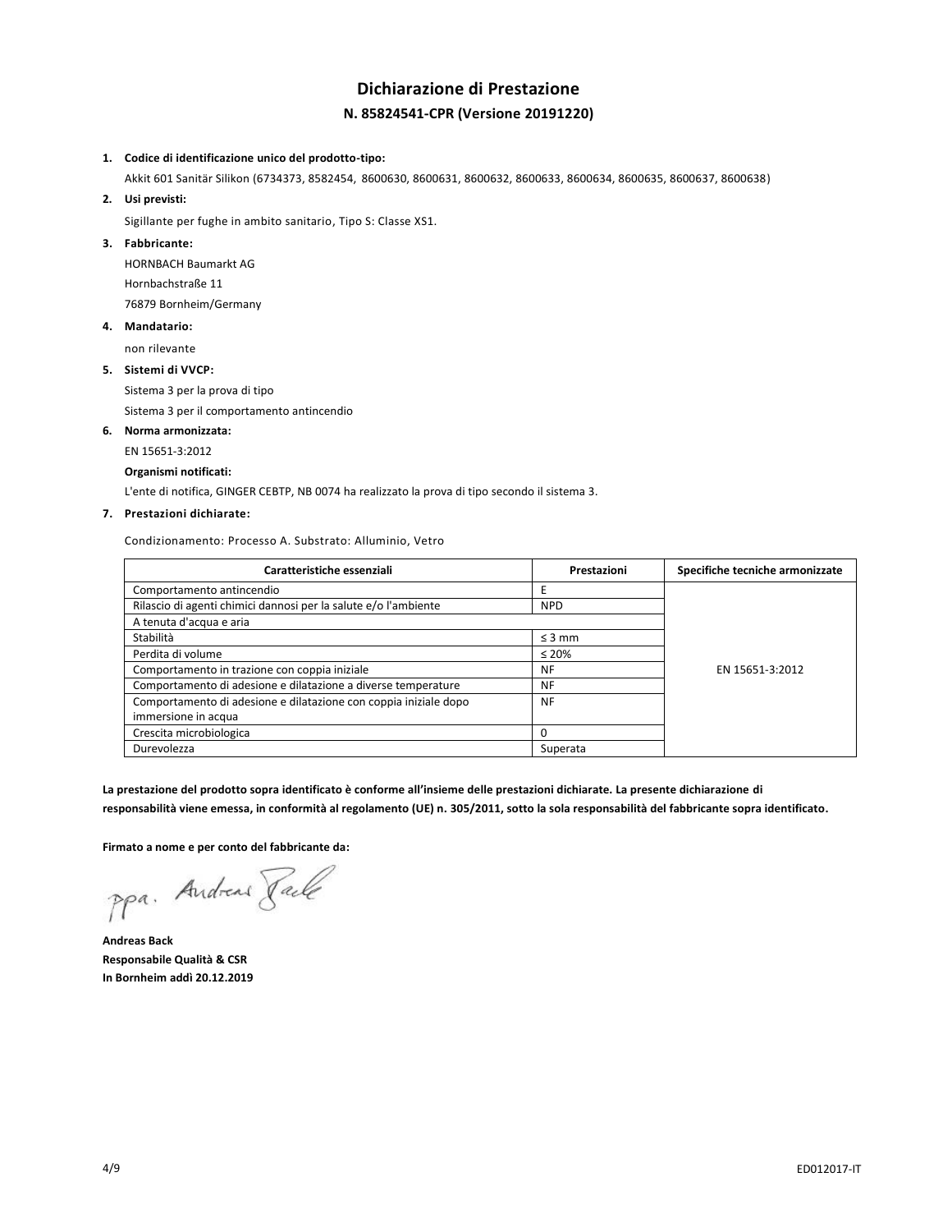# Dichiarazione di Prestazione

## N. 85824541-CPR (Versione 20191220)

1. **Codice di identificazione unico del prodotto-tipo:**

   Akkit 601 Sanitär Silikon (6734373, 8582454, 8600630, 8600631, 8600632, 8600633, 8600634, 8600635, 8600637, 8600638)

2. **Usi previsti:**

   Sigillante per fughe in ambito sanitario, Tipo S: Classe XS1.

3. **Fabbricante:**

   HORNBACH Baumarkt AG

   Hornbachstraße 11

   76879 Bornheim/Germany

4. **Mandatario:**

   non rilevante

5. **Sistemi di VVCP:**

   Sistema 3 per la prova di tipo

   Sistema 3 per il comportamento antincendio

6. **Norma armonizzata:**

   EN 15651-3:2012

   **Organismi notificati:**

   L'ente di notifica, GINGER CEBTP, NB 0074 ha realizzato la prova di tipo secondo il sistema 3.

7. **Prestazioni dichiarate:**

   Condizionamento: Processo A. Substrato: Alluminio, Vetro

| Caratteristiche essenziali | Prestazioni | Specifiche tecniche armonizzate |
|---|---|---|
| Comportamento antincendio | E | EN 15651-3:2012 |
| Rilascio di agenti chimici dannosi per la salute e/o l'ambiente | NPD | |
| A tenuta d'acqua e aria | | |
| Stabilità | ≤ 3 mm | |
| Perdita di volume | ≤ 20% | |
| Comportamento in trazione con coppia iniziale | NF | |
| Comportamento di adesione e dilatazione a diverse temperature | NF | |
| Comportamento di adesione e dilatazione con coppia iniziale dopo immersione in acqua | NF | |
| Crescita microbiologica | 0 | |
| Durevolezza | Superata | |

**La prestazione del prodotto sopra identificato è conforme all'insieme delle prestazioni dichiarate. La presente dichiarazione di responsabilità viene emessa, in conformità al regolamento (UE) n. 305/2011, sotto la sola responsabilità del fabbricante sopra identificato.**

**Firmato a nome e per conto del fabbricante da:**

ppa. Andreas Back

**Andreas Back**
**Responsabile Qualità & CSR**
**In Bornheim addì 20.12.2019**

ED012017-IT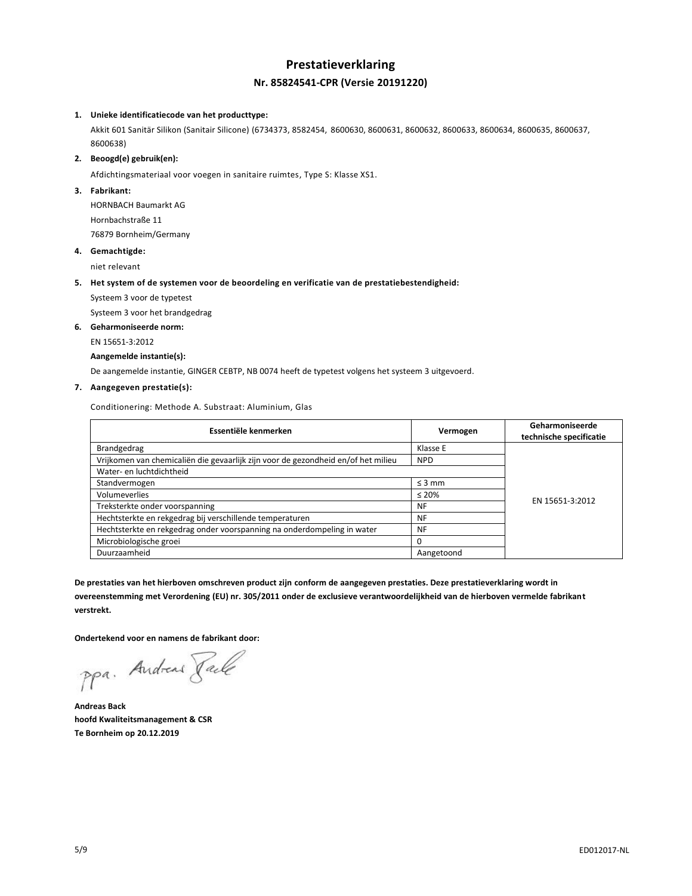# Prestatieverklaring

## Nr. 85824541-CPR (Versie 20191220)

1. **Unieke identificatiecode van het producttype:**

   Akkit 601 Sanitär Silikon (Sanitair Silicone) (6734373, 8582454, 8600630, 8600631, 8600632, 8600633, 8600634, 8600635, 8600637, 8600638)

2. **Beoogd(e) gebruik(en):**

   Afdichtingsmateriaal voor voegen in sanitaire ruimtes, Type S: Klasse XS1.

3. **Fabrikant:**

   HORNBACH Baumarkt AG
   Hornbachstraße 11
   76879 Bornheim/Germany

4. **Gemachtigde:**

   niet relevant

5. **Het system of de systemen voor de beoordeling en verificatie van de prestatiebestendigheid:**

   Systeem 3 voor de typetest
   Systeem 3 voor het brandgedrag

6. **Geharmoniseerde norm:**

   EN 15651-3:2012

   **Aangemelde instantie(s):**

   De aangemelde instantie, GINGER CEBTP, NB 0074 heeft de typetest volgens het systeem 3 uitgevoerd.

7. **Aangegeven prestatie(s):**

   Conditionering: Methode A. Substraat: Aluminium, Glas

| Essentiële kenmerken | Vermogen | Geharmoniseerde technische specificatie |
|---|---|---|
| Brandgedrag | Klasse E | EN 15651-3:2012 |
| Vrijkomen van chemicaliën die gevaarlijk zijn voor de gezondheid en/of het milieu | NPD | |
| Water- en luchtdichtheid | | |
| Standvermogen | ≤ 3 mm | |
| Volumeverlies | ≤ 20% | |
| Treksterkte onder voorspanning | NF | |
| Hechtsterkte en rekgedrag bij verschillende temperaturen | NF | |
| Hechtsterkte en rekgedrag onder voorspanning na onderdompeling in water | NF | |
| Microbiologische groei | 0 | |
| Duurzaamheid | Aangetoond | |

**De prestaties van het hierboven omschreven product zijn conform de aangegeven prestaties. Deze prestatieverklaring wordt in overeenstemming met Verordening (EU) nr. 305/2011 onder de exclusieve verantwoordelijkheid van de hierboven vermelde fabrikant verstrekt.**

**Ondertekend voor en namens de fabrikant door:**

ppa. Andreas Back

**Andreas Back**
**hoofd Kwaliteitsmanagement & CSR**
**Te Bornheim op 20.12.2019**

ED012017-NL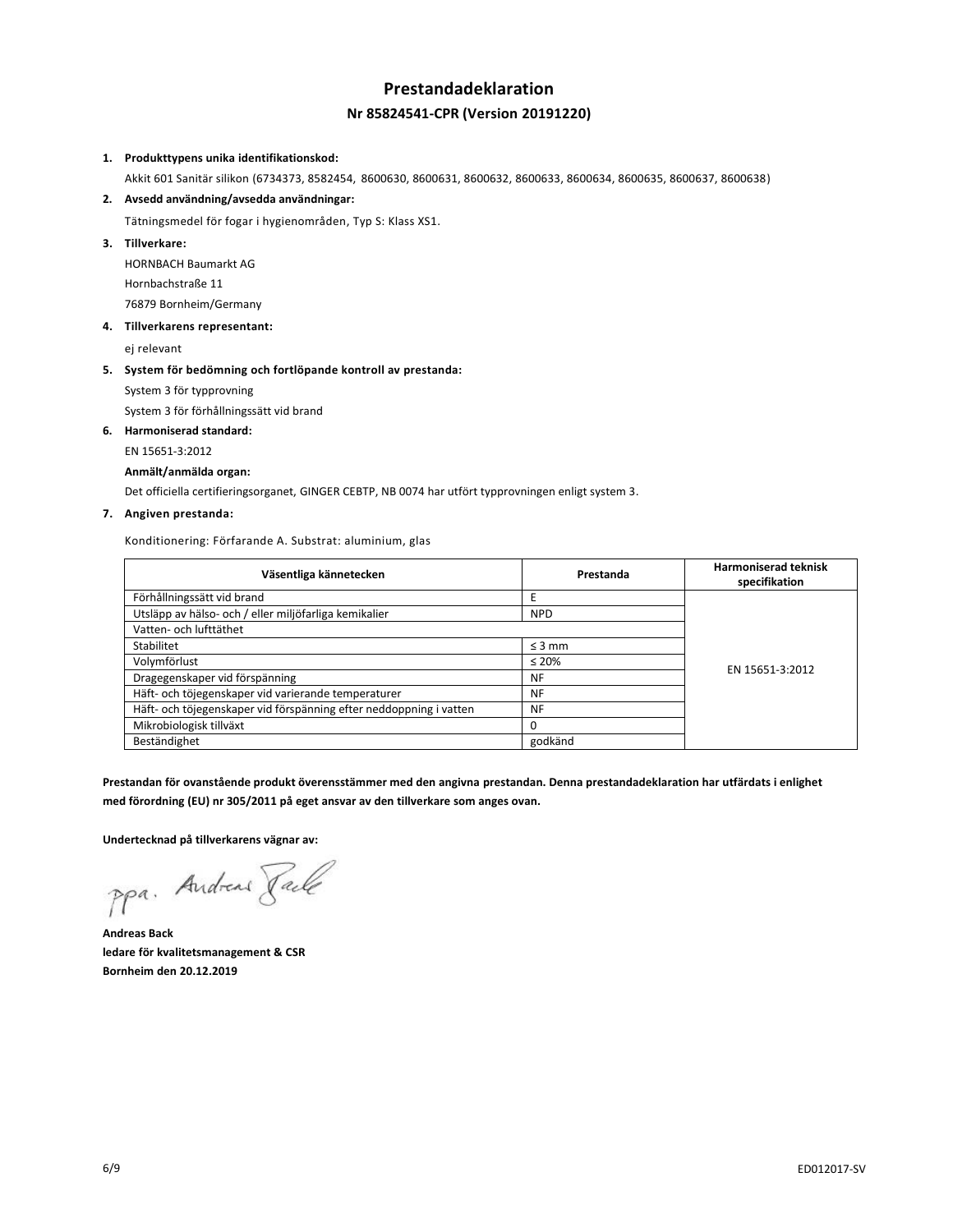# Prestandadeklaration

## Nr 85824541-CPR (Version 20191220)

1. **Produkttypens unika identifikationskod:**

   Akkit 601 Sanitär silikon (6734373, 8582454, 8600630, 8600631, 8600632, 8600633, 8600634, 8600635, 8600637, 8600638)

2. **Avsedd användning/avsedda användningar:**

   Tätningsmedel för fogar i hygienområden, Typ S: Klass XS1.

3. **Tillverkare:**

   HORNBACH Baumarkt AG

   Hornbachstraße 11

   76879 Bornheim/Germany

4. **Tillverkarens representant:**

   ej relevant

5. **System för bedömning och fortlöpande kontroll av prestanda:**

   System 3 för typprovning

   System 3 för förhållningssätt vid brand

6. **Harmoniserad standard:**

   EN 15651-3:2012

   **Anmält/anmälda organ:**

   Det officiella certifieringsorganet, GINGER CEBTP, NB 0074 har utfört typprovningen enligt system 3.

7. **Angiven prestanda:**

   Konditionering: Förfarande A. Substrat: aluminium, glas

| Väsentliga kännetecken | Prestanda | Harmoniserad teknisk specifikation |
|---|---|---|
| Förhållningssätt vid brand | E | EN 15651-3:2012 |
| Utsläpp av hälso- och / eller miljöfarliga kemikalier | NPD | |
| Vatten- och lufttäthet | | |
| Stabilitet | ≤ 3 mm | |
| Volymförlust | ≤ 20% | |
| Dragegenskaper vid förspänning | NF | |
| Häft- och töjegenskaper vid varierande temperaturer | NF | |
| Häft- och töjegenskaper vid förspänning efter neddoppning i vatten | NF | |
| Mikrobiologisk tillväxt | 0 | |
| Beständighet | godkänd | |

**Prestandan för ovanstående produkt överensstämmer med den angivna prestandan. Denna prestandadeklaration har utfärdats i enlighet med förordning (EU) nr 305/2011 på eget ansvar av den tillverkare som anges ovan.**

**Undertecknad på tillverkarens vägnar av:**

ppa. Andreas Back

**Andreas Back**
**ledare för kvalitetsmanagement & CSR**
**Bornheim den 20.12.2019**

ED012017-SV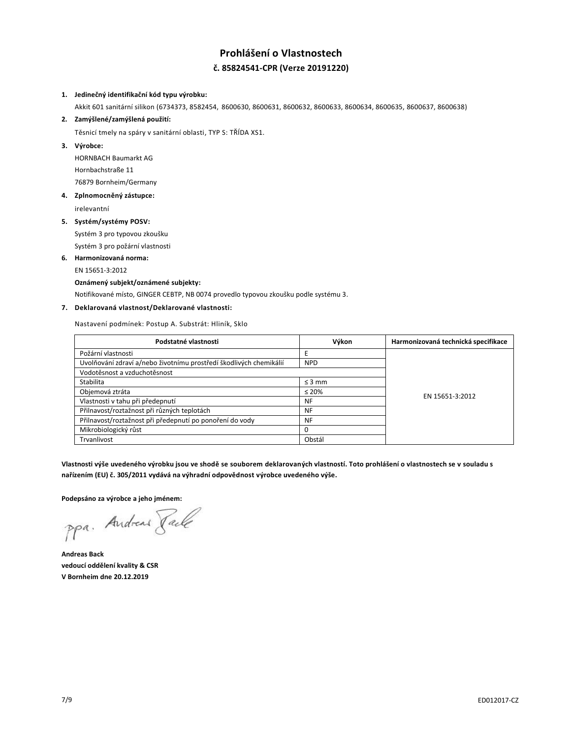# Prohlášení o Vlastnostech

## č. 85824541-CPR (Verze 20191220)

1. **Jedinečný identifikační kód typu výrobku:**
   Akkit 601 sanitární silikon (6734373, 8582454, 8600630, 8600631, 8600632, 8600633, 8600634, 8600635, 8600637, 8600638)
2. **Zamýšlené/zamýšlená použití:**
   Těsnicí tmely na spáry v sanitární oblasti, TYP S: TŘÍDA XS1.
3. **Výrobce:**
   HORNBACH Baumarkt AG
   Hornbachstraße 11
   76879 Bornheim/Germany
4. **Zplnomocněný zástupce:**
   irelevantní
5. **Systém/systémy POSV:**
   Systém 3 pro typovou zkoušku
   Systém 3 pro požární vlastnosti
6. **Harmonizovaná norma:**
   EN 15651-3:2012
   **Oznámený subjekt/oznámené subjekty:**
   Notifikované místo, GINGER CEBTP, NB 0074 provedlo typovou zkoušku podle systému 3.
7. **Deklarovaná vlastnost/Deklarované vlastnosti:**

Nastavení podmínek: Postup A. Substrát: Hliník, Sklo

| Podstatné vlastnosti | Výkon | Harmonizovaná technická specifikace |
|---|---|---|
| Požární vlastnosti | E | EN 15651-3:2012 |
| Uvolňování zdraví a/nebo životnímu prostředí škodlivých chemikálií | NPD | |
| Vodotěsnost a vzduchotěsnost | | |
| Stabilita | ≤ 3 mm | |
| Objemová ztráta | ≤ 20% | |
| Vlastnosti v tahu při předepnutí | NF | |
| Přilnavost/roztažnost při různých teplotách | NF | |
| Přilnavost/roztažnost při předepnutí po ponoření do vody | NF | |
| Mikrobiologický růst | 0 | |
| Trvanlivost | Obstál | |

**Vlastnosti výše uvedeného výrobku jsou ve shodě se souborem deklarovaných vlastností. Toto prohlášení o vlastnostech se v souladu s nařízením (EU) č. 305/2011 vydává na výhradní odpovědnost výrobce uvedeného výše.**

**Podepsáno za výrobce a jeho jménem:**

ppa. Andreas Back

**Andreas Back**
**vedoucí oddělení kvality & CSR**
**V Bornheim dne 20.12.2019**

ED012017-CZ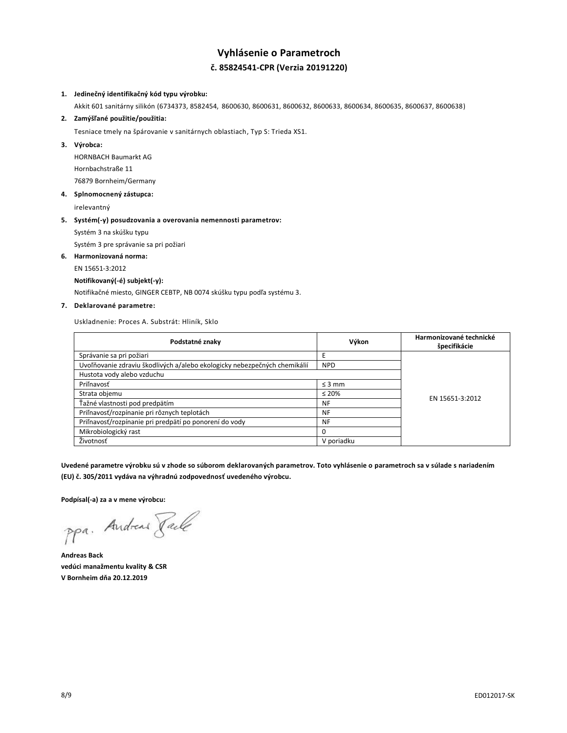# Vyhlásenie o Parametroch

## č. 85824541-CPR (Verzia 20191220)

1. **Jedinečný identifikačný kód typu výrobku:**

   Akkit 601 sanitárny silikón (6734373, 8582454, 8600630, 8600631, 8600632, 8600633, 8600634, 8600635, 8600637, 8600638)

2. **Zamýšľané použitie/použitia:**

   Tesniace tmely na špárovanie v sanitárnych oblastiach, Typ S: Trieda XS1.

3. **Výrobca:**

   HORNBACH Baumarkt AG

   Hornbachstraße 11

   76879 Bornheim/Germany

4. **Splnomocnený zástupca:**

   irelevantný

5. **Systém(-y) posudzovania a overovania nemennosti parametrov:**

   Systém 3 na skúšku typu

   Systém 3 pre správanie sa pri požiari

6. **Harmonizovaná norma:**

   EN 15651-3:2012

   **Notifikovaný(-é) subjekt(-y):**

   Notifikačné miesto, GINGER CEBTP, NB 0074 skúšku typu podľa systému 3.

7. **Deklarované parametre:**

   Uskladnenie: Proces A. Substrát: Hliník, Sklo

| Podstatné znaky | Výkon | Harmonizované technické špecifikácie |
|---|---|---|
| Správanie sa pri požiari | E | EN 15651-3:2012 |
| Uvoľňovanie zdraviu škodlivých a/alebo ekologicky nebezpečných chemikálií | NPD | |
| Hustota vody alebo vzduchu | | |
| Priľnavosť | ≤ 3 mm | |
| Strata objemu | ≤ 20% | |
| Ťažné vlastnosti pod predpätím | NF | |
| Priľnavosť/rozpínanie pri rôznych teplotách | NF | |
| Priľnavosť/rozpínanie pri predpätí po ponorení do vody | NF | |
| Mikrobiologický rast | 0 | |
| Životnosť | V poriadku | |

**Uvedené parametre výrobku sú v zhode so súborom deklarovaných parametrov. Toto vyhlásenie o parametroch sa v súlade s nariadením (EU) č. 305/2011 vydáva na výhradnú zodpovednosť uvedeného výrobcu.**

**Podpísal(-a) za a v mene výrobcu:**

ppa. Andreas Back

**Andreas Back**
**vedúci manažmentu kvality & CSR**
**V Bornheim dňa 20.12.2019**

ED012017-SK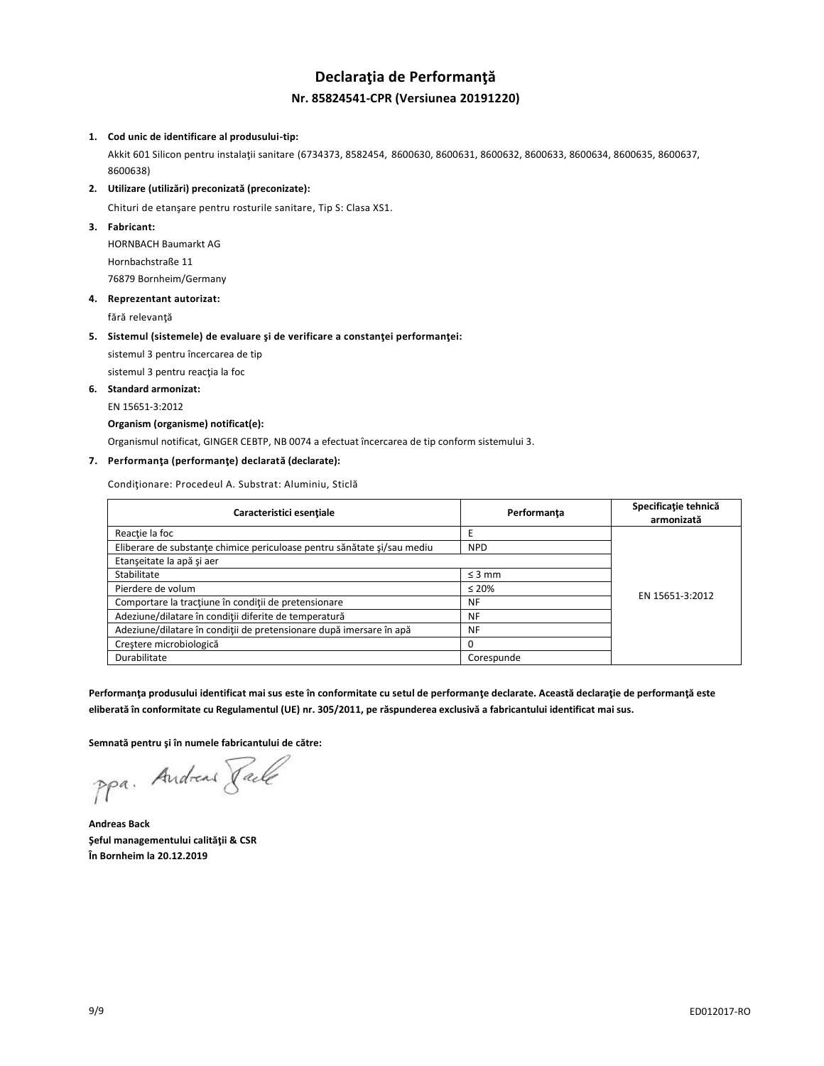# Declaraţia de Performanţă

## Nr. 85824541-CPR (Versiunea 20191220)

1. **Cod unic de identificare al produsului-tip:**

   Akkit 601 Silicon pentru instalaţii sanitare (6734373, 8582454, 8600630, 8600631, 8600632, 8600633, 8600634, 8600635, 8600637, 8600638)

2. **Utilizare (utilizări) preconizată (preconizate):**

   Chituri de etanşare pentru rosturile sanitare, Tip S: Clasa XS1.

3. **Fabricant:**

   HORNBACH Baumarkt AG
   Hornbachstraße 11
   76879 Bornheim/Germany

4. **Reprezentant autorizat:**

   fără relevanţă

5. **Sistemul (sistemele) de evaluare şi de verificare a constanţei performanţei:**

   sistemul 3 pentru încercarea de tip
   sistemul 3 pentru reacţia la foc

6. **Standard armonizat:**

   EN 15651-3:2012

   **Organism (organisme) notificat(e):**

   Organismul notificat, GINGER CEBTP, NB 0074 a efectuat încercarea de tip conform sistemului 3.

7. **Performanţa (performanţe) declarată (declarate):**

   Condiţionare: Procedeul A. Substrat: Aluminiu, Sticlă

| Caracteristici esenţiale | Performanţa | Specificaţie tehnică armonizată |
|---|---|---|
| Reacţie la foc | E | EN 15651-3:2012 |
| Eliberare de substanţe chimice periculoase pentru sănătate şi/sau mediu | NPD | |
| Etanşeitate la apă şi aer | | |
| Stabilitate | ≤ 3 mm | |
| Pierdere de volum | ≤ 20% | |
| Comportare la tracţiune în condiţii de pretensionare | NF | |
| Adeziune/dilatare în condiţii diferite de temperatură | NF | |
| Adeziune/dilatare în condiţii de pretensionare după imersare în apă | NF | |
| Creştere microbiologică | 0 | |
| Durabilitate | Corespunde | |

**Performanţa produsului identificat mai sus este în conformitate cu setul de performanţe declarate. Această declaraţie de performanţă este eliberată în conformitate cu Regulamentul (UE) nr. 305/2011, pe răspunderea exclusivă a fabricantului identificat mai sus.**

**Semnată pentru şi în numele fabricantului de către:**

ppa. Andreas Back

**Andreas Back**
**Şeful managementului calităţii & CSR**
**În Bornheim la 20.12.2019**

ED012017-RO